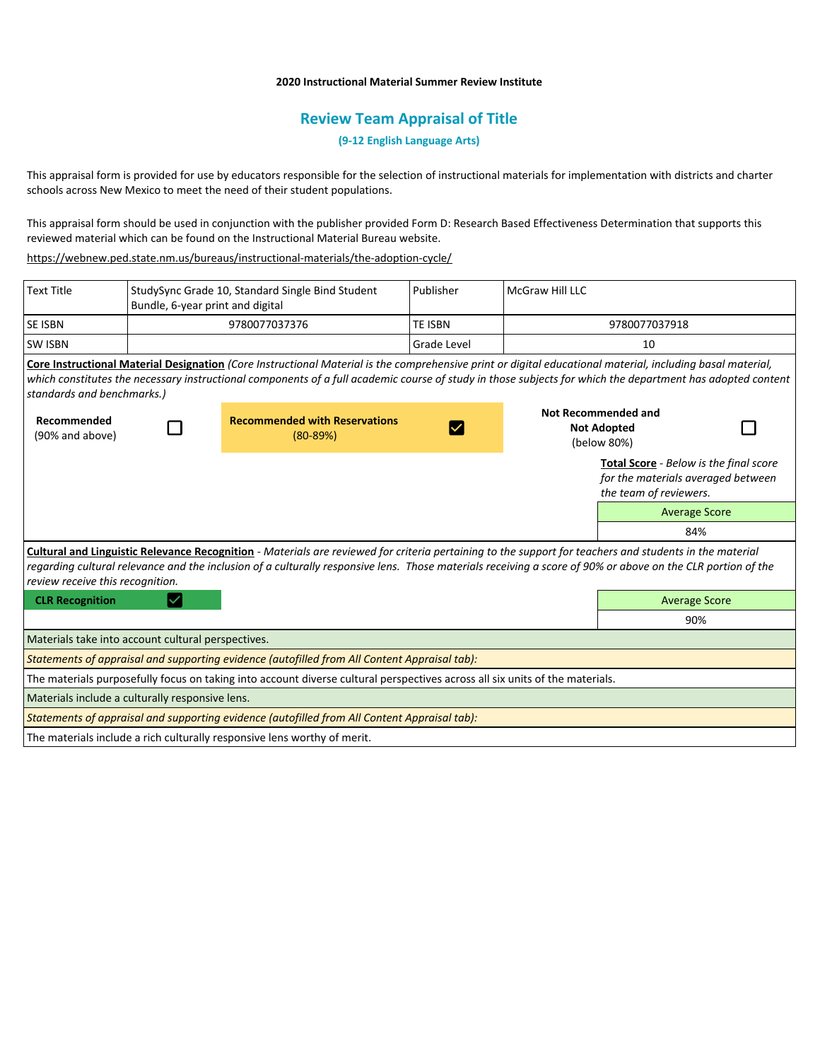**2020 Instructional Material Summer Review Institute**

## Review Team Appraisal of Title

### (9-12 English Language Arts)

This appraisal form is provided for use by educators responsible for the selection of instructional materials for implementation with districts and charter schools across New Mexico to meet the need of their student populations.

This appraisal form should be used in conjunction with the publisher provided Form D: Research Based Effectiveness Determination that supports this reviewed material which can be found on the Instructional Material Bureau website.

https://webnew.ped.state.nm.us/bureaus/instructional-materials/the-adoption-cycle/

| Text Title | StudySync Grade 10, Standard Single Bind Student Bundle, 6-year print and digital | Publisher | McGraw Hill LLC |
|---|---|---|---|
| SE ISBN | 9780077037376 | TE ISBN | 9780077037918 |
| SW ISBN | | Grade Level | 10 |

**Core Instructional Material Designation** *(Core Instructional Material is the comprehensive print or digital educational material, including basal material, which constitutes the necessary instructional components of a full academic course of study in those subjects for which the department has adopted content standards and benchmarks.)*

| Recommended (90% and above) | ☐ | **Recommended with Reservations** (80-89%) | ☑ | **Not Recommended and Not Adopted** (below 80%) | ☐ |
|---|---|---|---|---|---|

**Total Score** - *Below is the final score for the materials averaged between the team of reviewers.*

| Average Score |
|---|
| 84% |

**Cultural and Linguistic Relevance Recognition** - *Materials are reviewed for criteria pertaining to the support for teachers and students in the material regarding cultural relevance and the inclusion of a culturally responsive lens. Those materials receiving a score of 90% or above on the CLR portion of the review receive this recognition.*

**CLR Recognition** ☑

| Average Score |
|---|
| 90% |

Materials take into account cultural perspectives.

*Statements of appraisal and supporting evidence (autofilled from All Content Appraisal tab):*

The materials purposefully focus on taking into account diverse cultural perspectives across all six units of the materials.

Materials include a culturally responsive lens.

*Statements of appraisal and supporting evidence (autofilled from All Content Appraisal tab):*

The materials include a rich culturally responsive lens worthy of merit.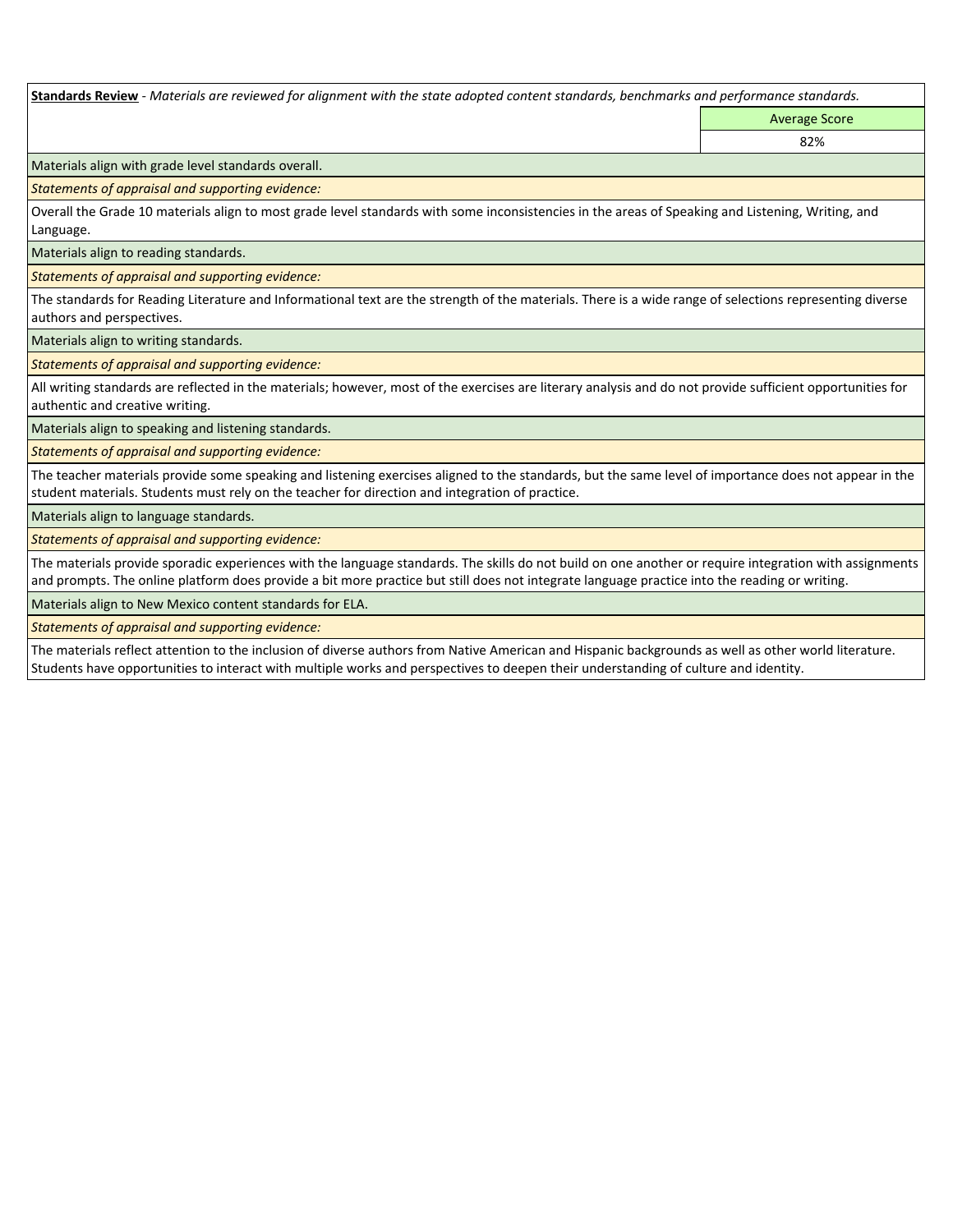**Standards Review** - *Materials are reviewed for alignment with the state adopted content standards, benchmarks and performance standards.*

| | Average Score |
|---|---|
| | 82% |

Materials align with grade level standards overall.

*Statements of appraisal and supporting evidence:*

Overall the Grade 10 materials align to most grade level standards with some inconsistencies in the areas of Speaking and Listening, Writing, and Language.

Materials align to reading standards.

*Statements of appraisal and supporting evidence:*

The standards for Reading Literature and Informational text are the strength of the materials. There is a wide range of selections representing diverse authors and perspectives.

Materials align to writing standards.

*Statements of appraisal and supporting evidence:*

All writing standards are reflected in the materials; however, most of the exercises are literary analysis and do not provide sufficient opportunities for authentic and creative writing.

Materials align to speaking and listening standards.

*Statements of appraisal and supporting evidence:*

The teacher materials provide some speaking and listening exercises aligned to the standards, but the same level of importance does not appear in the student materials. Students must rely on the teacher for direction and integration of practice.

Materials align to language standards.

*Statements of appraisal and supporting evidence:*

The materials provide sporadic experiences with the language standards. The skills do not build on one another or require integration with assignments and prompts. The online platform does provide a bit more practice but still does not integrate language practice into the reading or writing.

Materials align to New Mexico content standards for ELA.

*Statements of appraisal and supporting evidence:*

The materials reflect attention to the inclusion of diverse authors from Native American and Hispanic backgrounds as well as other world literature. Students have opportunities to interact with multiple works and perspectives to deepen their understanding of culture and identity.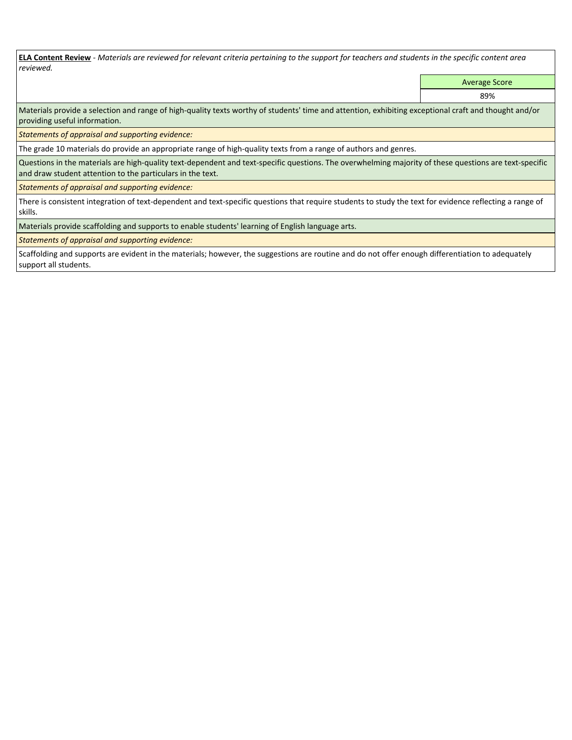**ELA Content Review** - *Materials are reviewed for relevant criteria pertaining to the support for teachers and students in the specific content area reviewed.*

| | Average Score |
|---|---|
| | 89% |

Materials provide a selection and range of high-quality texts worthy of students' time and attention, exhibiting exceptional craft and thought and/or providing useful information.

*Statements of appraisal and supporting evidence:*

The grade 10 materials do provide an appropriate range of high-quality texts from a range of authors and genres.

Questions in the materials are high-quality text-dependent and text-specific questions. The overwhelming majority of these questions are text-specific and draw student attention to the particulars in the text.

*Statements of appraisal and supporting evidence:*

There is consistent integration of text-dependent and text-specific questions that require students to study the text for evidence reflecting a range of skills.

Materials provide scaffolding and supports to enable students' learning of English language arts.

*Statements of appraisal and supporting evidence:*

Scaffolding and supports are evident in the materials; however, the suggestions are routine and do not offer enough differentiation to adequately support all students.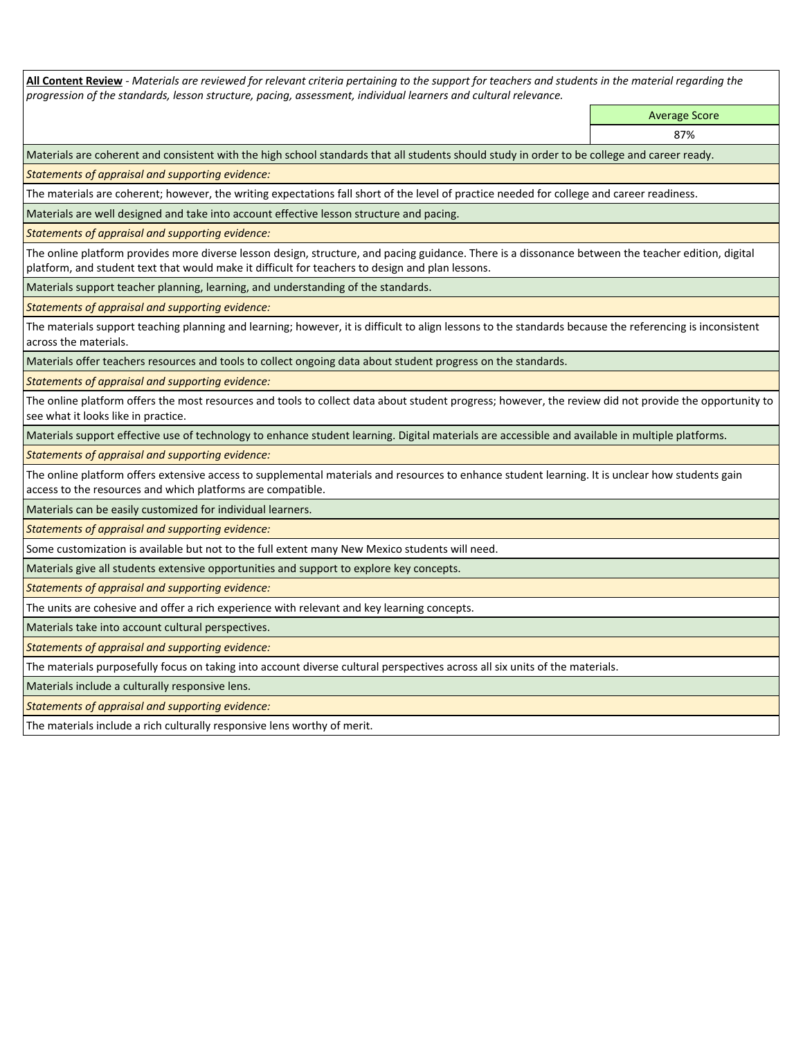**All Content Review** - *Materials are reviewed for relevant criteria pertaining to the support for teachers and students in the material regarding the progression of the standards, lesson structure, pacing, assessment, individual learners and cultural relevance.*

| | Average Score |
|---|---|
| | 87% |

Materials are coherent and consistent with the high school standards that all students should study in order to be college and career ready.

*Statements of appraisal and supporting evidence:*

The materials are coherent; however, the writing expectations fall short of the level of practice needed for college and career readiness.

Materials are well designed and take into account effective lesson structure and pacing.

*Statements of appraisal and supporting evidence:*

The online platform provides more diverse lesson design, structure, and pacing guidance. There is a dissonance between the teacher edition, digital platform, and student text that would make it difficult for teachers to design and plan lessons.

Materials support teacher planning, learning, and understanding of the standards.

*Statements of appraisal and supporting evidence:*

The materials support teaching planning and learning; however, it is difficult to align lessons to the standards because the referencing is inconsistent across the materials.

Materials offer teachers resources and tools to collect ongoing data about student progress on the standards.

*Statements of appraisal and supporting evidence:*

The online platform offers the most resources and tools to collect data about student progress; however, the review did not provide the opportunity to see what it looks like in practice.

Materials support effective use of technology to enhance student learning. Digital materials are accessible and available in multiple platforms.

*Statements of appraisal and supporting evidence:*

The online platform offers extensive access to supplemental materials and resources to enhance student learning. It is unclear how students gain access to the resources and which platforms are compatible.

Materials can be easily customized for individual learners.

*Statements of appraisal and supporting evidence:*

Some customization is available but not to the full extent many New Mexico students will need.

Materials give all students extensive opportunities and support to explore key concepts.

*Statements of appraisal and supporting evidence:*

The units are cohesive and offer a rich experience with relevant and key learning concepts.

Materials take into account cultural perspectives.

*Statements of appraisal and supporting evidence:*

The materials purposefully focus on taking into account diverse cultural perspectives across all six units of the materials.

Materials include a culturally responsive lens.

*Statements of appraisal and supporting evidence:*

The materials include a rich culturally responsive lens worthy of merit.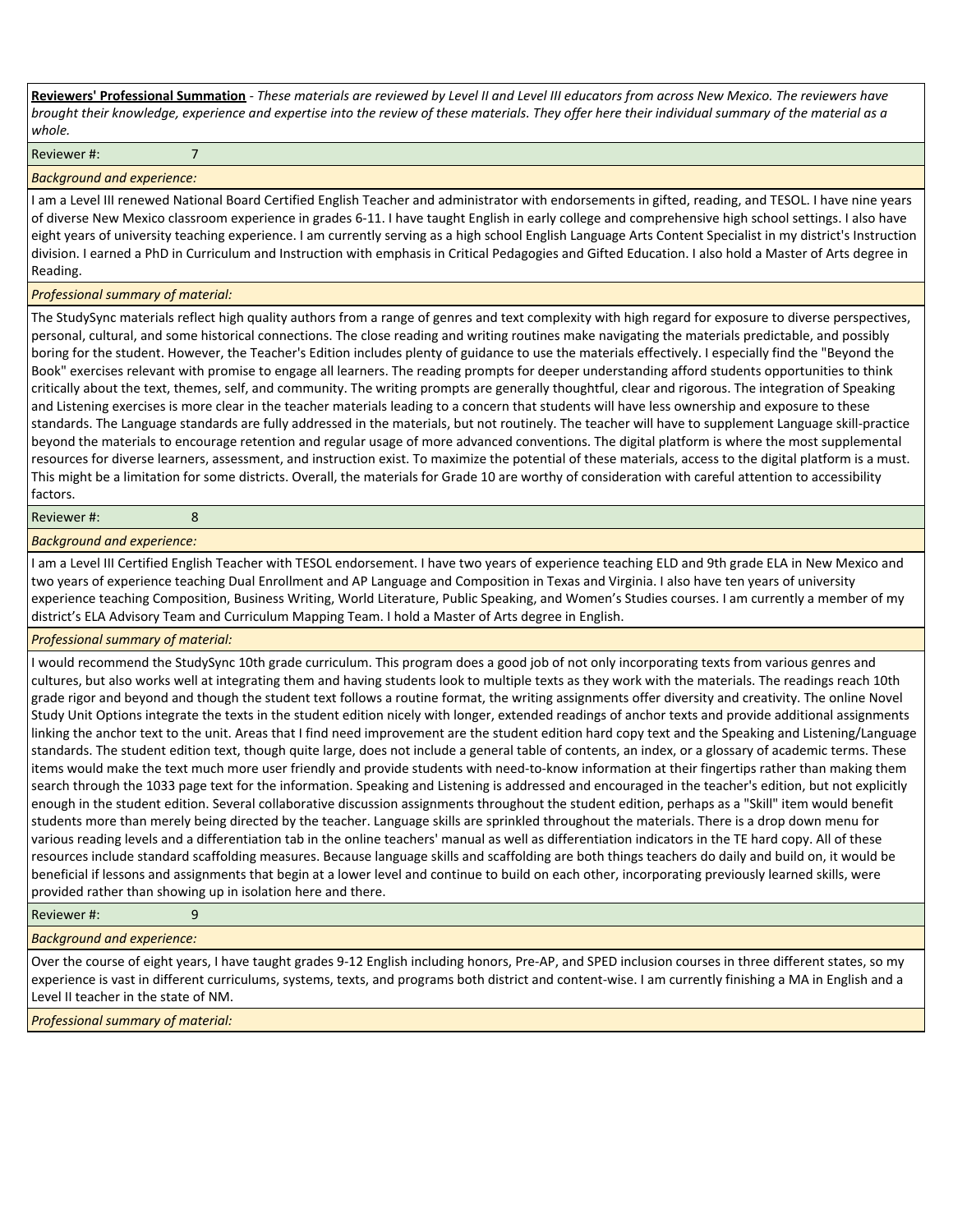**Reviewers' Professional Summation** - *These materials are reviewed by Level II and Level III educators from across New Mexico. The reviewers have brought their knowledge, experience and expertise into the review of these materials. They offer here their individual summary of the material as a whole.*

Reviewer #: 7

*Background and experience:*

I am a Level III renewed National Board Certified English Teacher and administrator with endorsements in gifted, reading, and TESOL. I have nine years of diverse New Mexico classroom experience in grades 6-11. I have taught English in early college and comprehensive high school settings. I also have eight years of university teaching experience. I am currently serving as a high school English Language Arts Content Specialist in my district's Instruction division. I earned a PhD in Curriculum and Instruction with emphasis in Critical Pedagogies and Gifted Education. I also hold a Master of Arts degree in Reading.

*Professional summary of material:*

The StudySync materials reflect high quality authors from a range of genres and text complexity with high regard for exposure to diverse perspectives, personal, cultural, and some historical connections. The close reading and writing routines make navigating the materials predictable, and possibly boring for the student. However, the Teacher's Edition includes plenty of guidance to use the materials effectively. I especially find the "Beyond the Book" exercises relevant with promise to engage all learners. The reading prompts for deeper understanding afford students opportunities to think critically about the text, themes, self, and community. The writing prompts are generally thoughtful, clear and rigorous. The integration of Speaking and Listening exercises is more clear in the teacher materials leading to a concern that students will have less ownership and exposure to these standards. The Language standards are fully addressed in the materials, but not routinely. The teacher will have to supplement Language skill-practice beyond the materials to encourage retention and regular usage of more advanced conventions. The digital platform is where the most supplemental resources for diverse learners, assessment, and instruction exist. To maximize the potential of these materials, access to the digital platform is a must. This might be a limitation for some districts. Overall, the materials for Grade 10 are worthy of consideration with careful attention to accessibility factors.

Reviewer #: 8

*Background and experience:*

I am a Level III Certified English Teacher with TESOL endorsement. I have two years of experience teaching ELD and 9th grade ELA in New Mexico and two years of experience teaching Dual Enrollment and AP Language and Composition in Texas and Virginia. I also have ten years of university experience teaching Composition, Business Writing, World Literature, Public Speaking, and Women's Studies courses. I am currently a member of my district's ELA Advisory Team and Curriculum Mapping Team. I hold a Master of Arts degree in English.

*Professional summary of material:*

I would recommend the StudySync 10th grade curriculum. This program does a good job of not only incorporating texts from various genres and cultures, but also works well at integrating them and having students look to multiple texts as they work with the materials. The readings reach 10th grade rigor and beyond and though the student text follows a routine format, the writing assignments offer diversity and creativity. The online Novel Study Unit Options integrate the texts in the student edition nicely with longer, extended readings of anchor texts and provide additional assignments linking the anchor text to the unit. Areas that I find need improvement are the student edition hard copy text and the Speaking and Listening/Language standards. The student edition text, though quite large, does not include a general table of contents, an index, or a glossary of academic terms. These items would make the text much more user friendly and provide students with need-to-know information at their fingertips rather than making them search through the 1033 page text for the information. Speaking and Listening is addressed and encouraged in the teacher's edition, but not explicitly enough in the student edition. Several collaborative discussion assignments throughout the student edition, perhaps as a "Skill" item would benefit students more than merely being directed by the teacher. Language skills are sprinkled throughout the materials. There is a drop down menu for various reading levels and a differentiation tab in the online teachers' manual as well as differentiation indicators in the TE hard copy. All of these resources include standard scaffolding measures. Because language skills and scaffolding are both things teachers do daily and build on, it would be beneficial if lessons and assignments that begin at a lower level and continue to build on each other, incorporating previously learned skills, were provided rather than showing up in isolation here and there.

Reviewer #: 9

*Background and experience:*

Over the course of eight years, I have taught grades 9-12 English including honors, Pre-AP, and SPED inclusion courses in three different states, so my experience is vast in different curriculums, systems, texts, and programs both district and content-wise. I am currently finishing a MA in English and a Level II teacher in the state of NM.

*Professional summary of material:*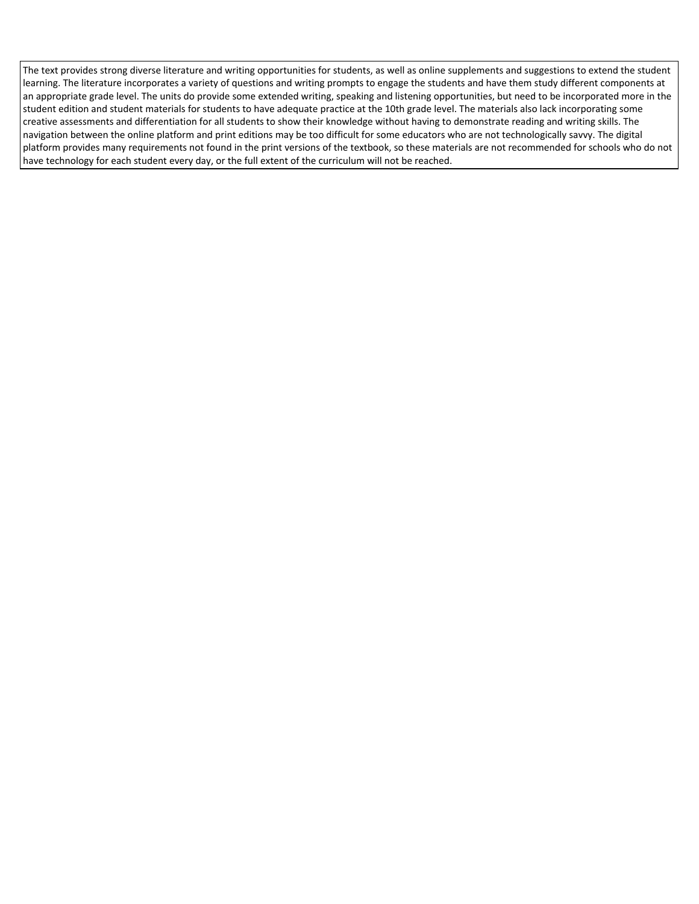The text provides strong diverse literature and writing opportunities for students, as well as online supplements and suggestions to extend the student learning. The literature incorporates a variety of questions and writing prompts to engage the students and have them study different components at an appropriate grade level. The units do provide some extended writing, speaking and listening opportunities, but need to be incorporated more in the student edition and student materials for students to have adequate practice at the 10th grade level. The materials also lack incorporating some creative assessments and differentiation for all students to show their knowledge without having to demonstrate reading and writing skills. The navigation between the online platform and print editions may be too difficult for some educators who are not technologically savvy. The digital platform provides many requirements not found in the print versions of the textbook, so these materials are not recommended for schools who do not have technology for each student every day, or the full extent of the curriculum will not be reached.